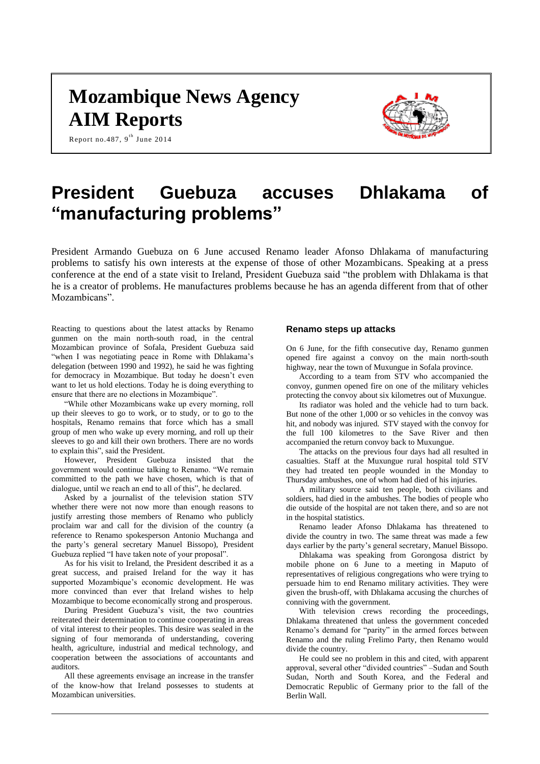# Mozambique News Agency
# AIM Reports

Report no.487, 9th June 2014

## President Guebuza accuses Dhlakama of "manufacturing problems"

President Armando Guebuza on 6 June accused Renamo leader Afonso Dhlakama of manufacturing problems to satisfy his own interests at the expense of those of other Mozambicans. Speaking at a press conference at the end of a state visit to Ireland, President Guebuza said "the problem with Dhlakama is that he is a creator of problems. He manufactures problems because he has an agenda different from that of other Mozambicans".

Reacting to questions about the latest attacks by Renamo gunmen on the main north-south road, in the central Mozambican province of Sofala, President Guebuza said "when I was negotiating peace in Rome with Dhlakama's delegation (between 1990 and 1992), he said he was fighting for democracy in Mozambique. But today he doesn't even want to let us hold elections. Today he is doing everything to ensure that there are no elections in Mozambique".

"While other Mozambicans wake up every morning, roll up their sleeves to go to work, or to study, or to go to the hospitals, Renamo remains that force which has a small group of men who wake up every morning, and roll up their sleeves to go and kill their own brothers. There are no words to explain this", said the President.

However, President Guebuza insisted that the government would continue talking to Renamo. "We remain committed to the path we have chosen, which is that of dialogue, until we reach an end to all of this", he declared.

Asked by a journalist of the television station STV whether there were not now more than enough reasons to justify arresting those members of Renamo who publicly proclaim war and call for the division of the country (a reference to Renamo spokesperson Antonio Muchanga and the party's general secretary Manuel Bissopo), President Guebuza replied "I have taken note of your proposal".

As for his visit to Ireland, the President described it as a great success, and praised Ireland for the way it has supported Mozambique's economic development. He was more convinced than ever that Ireland wishes to help Mozambique to become economically strong and prosperous.

During President Guebuza's visit, the two countries reiterated their determination to continue cooperating in areas of vital interest to their peoples. This desire was sealed in the signing of four memoranda of understanding, covering health, agriculture, industrial and medical technology, and cooperation between the associations of accountants and auditors.

All these agreements envisage an increase in the transfer of the know-how that Ireland possesses to students at Mozambican universities.

### Renamo steps up attacks

On 6 June, for the fifth consecutive day, Renamo gunmen opened fire against a convoy on the main north-south highway, near the town of Muxungue in Sofala province.

According to a team from STV who accompanied the convoy, gunmen opened fire on one of the military vehicles protecting the convoy about six kilometres out of Muxungue.

Its radiator was holed and the vehicle had to turn back. But none of the other 1,000 or so vehicles in the convoy was hit, and nobody was injured. STV stayed with the convoy for the full 100 kilometres to the Save River and then accompanied the return convoy back to Muxungue.

The attacks on the previous four days had all resulted in casualties. Staff at the Muxungue rural hospital told STV they had treated ten people wounded in the Monday to Thursday ambushes, one of whom had died of his injuries.

A military source said ten people, both civilians and soldiers, had died in the ambushes. The bodies of people who die outside of the hospital are not taken there, and so are not in the hospital statistics.

Renamo leader Afonso Dhlakama has threatened to divide the country in two. The same threat was made a few days earlier by the party's general secretary, Manuel Bissopo.

Dhlakama was speaking from Gorongosa district by mobile phone on 6 June to a meeting in Maputo of representatives of religious congregations who were trying to persuade him to end Renamo military activities. They were given the brush-off, with Dhlakama accusing the churches of conniving with the government.

With television crews recording the proceedings, Dhlakama threatened that unless the government conceded Renamo's demand for "parity" in the armed forces between Renamo and the ruling Frelimo Party, then Renamo would divide the country.

He could see no problem in this and cited, with apparent approval, several other "divided countries" –Sudan and South Sudan, North and South Korea, and the Federal and Democratic Republic of Germany prior to the fall of the Berlin Wall.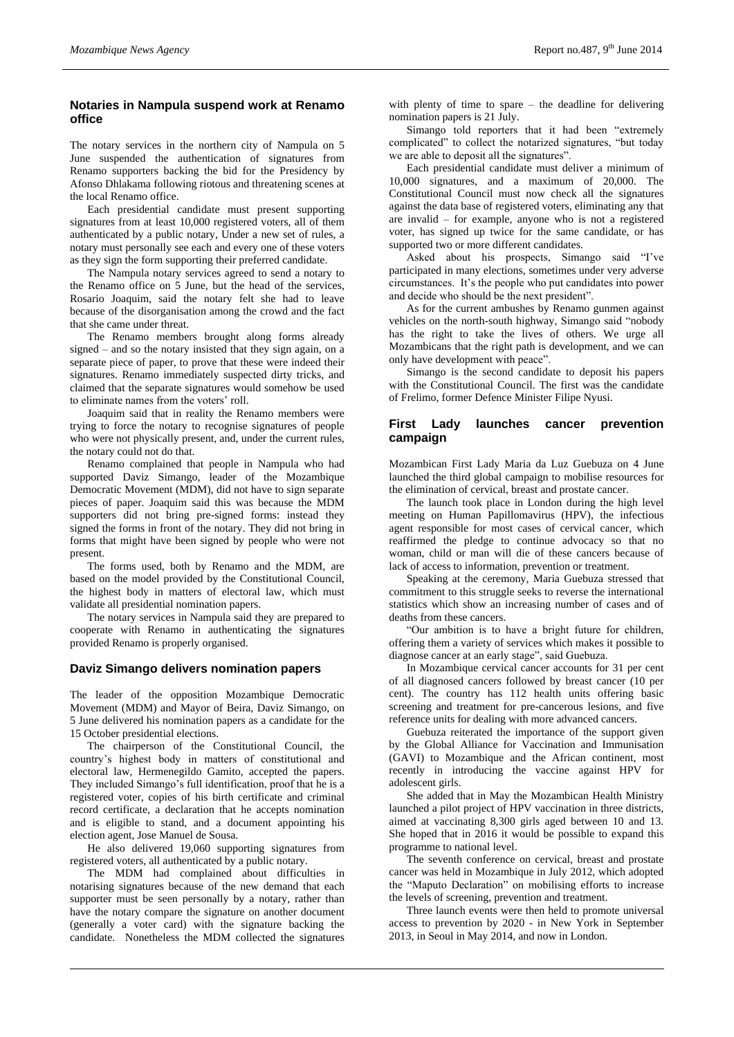## Notaries in Nampula suspend work at Renamo office

The notary services in the northern city of Nampula on 5 June suspended the authentication of signatures from Renamo supporters backing the bid for the Presidency by Afonso Dhlakama following riotous and threatening scenes at the local Renamo office.

Each presidential candidate must present supporting signatures from at least 10,000 registered voters, all of them authenticated by a public notary, Under a new set of rules, a notary must personally see each and every one of these voters as they sign the form supporting their preferred candidate.

The Nampula notary services agreed to send a notary to the Renamo office on 5 June, but the head of the services, Rosario Joaquim, said the notary felt she had to leave because of the disorganisation among the crowd and the fact that she came under threat.

The Renamo members brought along forms already signed – and so the notary insisted that they sign again, on a separate piece of paper, to prove that these were indeed their signatures. Renamo immediately suspected dirty tricks, and claimed that the separate signatures would somehow be used to eliminate names from the voters' roll.

Joaquim said that in reality the Renamo members were trying to force the notary to recognise signatures of people who were not physically present, and, under the current rules, the notary could not do that.

Renamo complained that people in Nampula who had supported Daviz Simango, leader of the Mozambique Democratic Movement (MDM), did not have to sign separate pieces of paper. Joaquim said this was because the MDM supporters did not bring pre-signed forms: instead they signed the forms in front of the notary. They did not bring in forms that might have been signed by people who were not present.

The forms used, both by Renamo and the MDM, are based on the model provided by the Constitutional Council, the highest body in matters of electoral law, which must validate all presidential nomination papers.

The notary services in Nampula said they are prepared to cooperate with Renamo in authenticating the signatures provided Renamo is properly organised.

## Daviz Simango delivers nomination papers

The leader of the opposition Mozambique Democratic Movement (MDM) and Mayor of Beira, Daviz Simango, on 5 June delivered his nomination papers as a candidate for the 15 October presidential elections.

The chairperson of the Constitutional Council, the country's highest body in matters of constitutional and electoral law, Hermenegildo Gamito, accepted the papers. They included Simango's full identification, proof that he is a registered voter, copies of his birth certificate and criminal record certificate, a declaration that he accepts nomination and is eligible to stand, and a document appointing his election agent, Jose Manuel de Sousa.

He also delivered 19,060 supporting signatures from registered voters, all authenticated by a public notary.

The MDM had complained about difficulties in notarising signatures because of the new demand that each supporter must be seen personally by a notary, rather than have the notary compare the signature on another document (generally a voter card) with the signature backing the candidate. Nonetheless the MDM collected the signatures with plenty of time to spare – the deadline for delivering nomination papers is 21 July.

Simango told reporters that it had been "extremely complicated" to collect the notarized signatures, "but today we are able to deposit all the signatures".

Each presidential candidate must deliver a minimum of 10,000 signatures, and a maximum of 20,000. The Constitutional Council must now check all the signatures against the data base of registered voters, eliminating any that are invalid – for example, anyone who is not a registered voter, has signed up twice for the same candidate, or has supported two or more different candidates.

Asked about his prospects, Simango said "I've participated in many elections, sometimes under very adverse circumstances. It's the people who put candidates into power and decide who should be the next president".

As for the current ambushes by Renamo gunmen against vehicles on the north-south highway, Simango said "nobody has the right to take the lives of others. We urge all Mozambicans that the right path is development, and we can only have development with peace".

Simango is the second candidate to deposit his papers with the Constitutional Council. The first was the candidate of Frelimo, former Defence Minister Filipe Nyusi.

## First Lady launches cancer prevention campaign

Mozambican First Lady Maria da Luz Guebuza on 4 June launched the third global campaign to mobilise resources for the elimination of cervical, breast and prostate cancer.

The launch took place in London during the high level meeting on Human Papillomavirus (HPV), the infectious agent responsible for most cases of cervical cancer, which reaffirmed the pledge to continue advocacy so that no woman, child or man will die of these cancers because of lack of access to information, prevention or treatment.

Speaking at the ceremony, Maria Guebuza stressed that commitment to this struggle seeks to reverse the international statistics which show an increasing number of cases and of deaths from these cancers.

"Our ambition is to have a bright future for children, offering them a variety of services which makes it possible to diagnose cancer at an early stage", said Guebuza.

In Mozambique cervical cancer accounts for 31 per cent of all diagnosed cancers followed by breast cancer (10 per cent). The country has 112 health units offering basic screening and treatment for pre-cancerous lesions, and five reference units for dealing with more advanced cancers.

Guebuza reiterated the importance of the support given by the Global Alliance for Vaccination and Immunisation (GAVI) to Mozambique and the African continent, most recently in introducing the vaccine against HPV for adolescent girls.

She added that in May the Mozambican Health Ministry launched a pilot project of HPV vaccination in three districts, aimed at vaccinating 8,300 girls aged between 10 and 13. She hoped that in 2016 it would be possible to expand this programme to national level.

The seventh conference on cervical, breast and prostate cancer was held in Mozambique in July 2012, which adopted the "Maputo Declaration" on mobilising efforts to increase the levels of screening, prevention and treatment.

Three launch events were then held to promote universal access to prevention by 2020 - in New York in September 2013, in Seoul in May 2014, and now in London.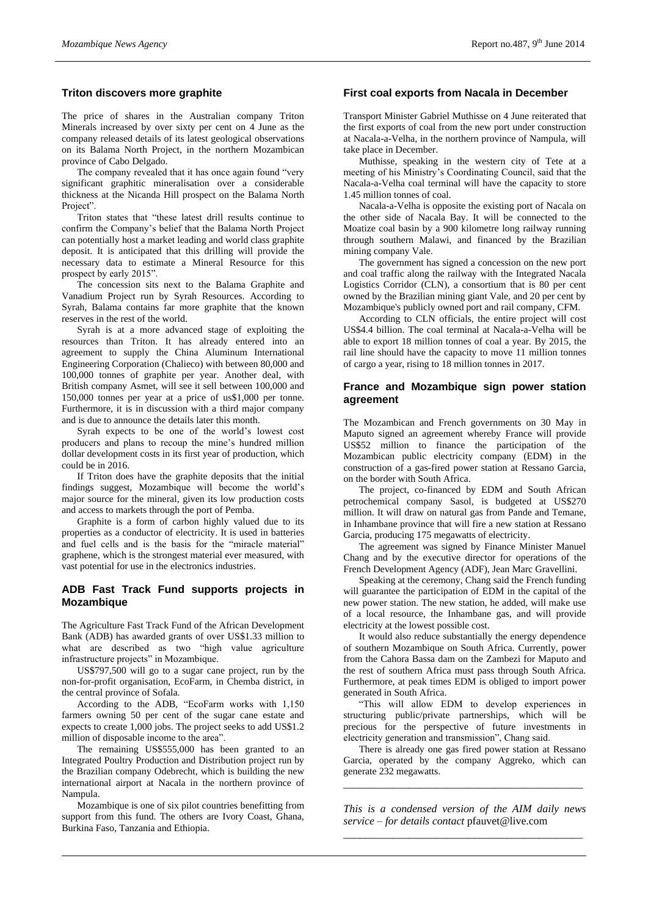## Triton discovers more graphite

The price of shares in the Australian company Triton Minerals increased by over sixty per cent on 4 June as the company released details of its latest geological observations on its Balama North Project, in the northern Mozambican province of Cabo Delgado.

The company revealed that it has once again found "very significant graphitic mineralisation over a considerable thickness at the Nicanda Hill prospect on the Balama North Project".

Triton states that "these latest drill results continue to confirm the Company's belief that the Balama North Project can potentially host a market leading and world class graphite deposit. It is anticipated that this drilling will provide the necessary data to estimate a Mineral Resource for this prospect by early 2015".

The concession sits next to the Balama Graphite and Vanadium Project run by Syrah Resources. According to Syrah, Balama contains far more graphite that the known reserves in the rest of the world.

Syrah is at a more advanced stage of exploiting the resources than Triton. It has already entered into an agreement to supply the China Aluminum International Engineering Corporation (Chalieco) with between 80,000 and 100,000 tonnes of graphite per year. Another deal, with British company Asmet, will see it sell between 100,000 and 150,000 tonnes per year at a price of us$1,000 per tonne. Furthermore, it is in discussion with a third major company and is due to announce the details later this month.

Syrah expects to be one of the world's lowest cost producers and plans to recoup the mine's hundred million dollar development costs in its first year of production, which could be in 2016.

If Triton does have the graphite deposits that the initial findings suggest, Mozambique will become the world's major source for the mineral, given its low production costs and access to markets through the port of Pemba.

Graphite is a form of carbon highly valued due to its properties as a conductor of electricity. It is used in batteries and fuel cells and is the basis for the "miracle material" graphene, which is the strongest material ever measured, with vast potential for use in the electronics industries.

## ADB Fast Track Fund supports projects in Mozambique

The Agriculture Fast Track Fund of the African Development Bank (ADB) has awarded grants of over US$1.33 million to what are described as two "high value agriculture infrastructure projects" in Mozambique.

US$797,500 will go to a sugar cane project, run by the non-for-profit organisation, EcoFarm, in Chemba district, in the central province of Sofala.

According to the ADB, "EcoFarm works with 1,150 farmers owning 50 per cent of the sugar cane estate and expects to create 1,000 jobs. The project seeks to add US$1.2 million of disposable income to the area".

The remaining US$555,000 has been granted to an Integrated Poultry Production and Distribution project run by the Brazilian company Odebrecht, which is building the new international airport at Nacala in the northern province of Nampula.

Mozambique is one of six pilot countries benefitting from support from this fund. The others are Ivory Coast, Ghana, Burkina Faso, Tanzania and Ethiopia.

## First coal exports from Nacala in December

Transport Minister Gabriel Muthisse on 4 June reiterated that the first exports of coal from the new port under construction at Nacala-a-Velha, in the northern province of Nampula, will take place in December.

Muthisse, speaking in the western city of Tete at a meeting of his Ministry's Coordinating Council, said that the Nacala-a-Velha coal terminal will have the capacity to store 1.45 million tonnes of coal.

Nacala-a-Velha is opposite the existing port of Nacala on the other side of Nacala Bay. It will be connected to the Moatize coal basin by a 900 kilometre long railway running through southern Malawi, and financed by the Brazilian mining company Vale.

The government has signed a concession on the new port and coal traffic along the railway with the Integrated Nacala Logistics Corridor (CLN), a consortium that is 80 per cent owned by the Brazilian mining giant Vale, and 20 per cent by Mozambique's publicly owned port and rail company, CFM.

According to CLN officials, the entire project will cost US$4.4 billion. The coal terminal at Nacala-a-Velha will be able to export 18 million tonnes of coal a year. By 2015, the rail line should have the capacity to move 11 million tonnes of cargo a year, rising to 18 million tonnes in 2017.

## France and Mozambique sign power station agreement

The Mozambican and French governments on 30 May in Maputo signed an agreement whereby France will provide US$52 million to finance the participation of the Mozambican public electricity company (EDM) in the construction of a gas-fired power station at Ressano Garcia, on the border with South Africa.

The project, co-financed by EDM and South African petrochemical company Sasol, is budgeted at US$270 million. It will draw on natural gas from Pande and Temane, in Inhambane province that will fire a new station at Ressano Garcia, producing 175 megawatts of electricity.

The agreement was signed by Finance Minister Manuel Chang and by the executive director for operations of the French Development Agency (ADF), Jean Marc Gravellini.

Speaking at the ceremony, Chang said the French funding will guarantee the participation of EDM in the capital of the new power station. The new station, he added, will make use of a local resource, the Inhambane gas, and will provide electricity at the lowest possible cost.

It would also reduce substantially the energy dependence of southern Mozambique on South Africa. Currently, power from the Cahora Bassa dam on the Zambezi for Maputo and the rest of southern Africa must pass through South Africa. Furthermore, at peak times EDM is obliged to import power generated in South Africa.

"This will allow EDM to develop experiences in structuring public/private partnerships, which will be precious for the perspective of future investments in electricity generation and transmission", Chang said.

There is already one gas fired power station at Ressano Garcia, operated by the company Aggreko, which can generate 232 megawatts.

---

*This is a condensed version of the AIM daily news service – for details contact* pfauvet@live.com

---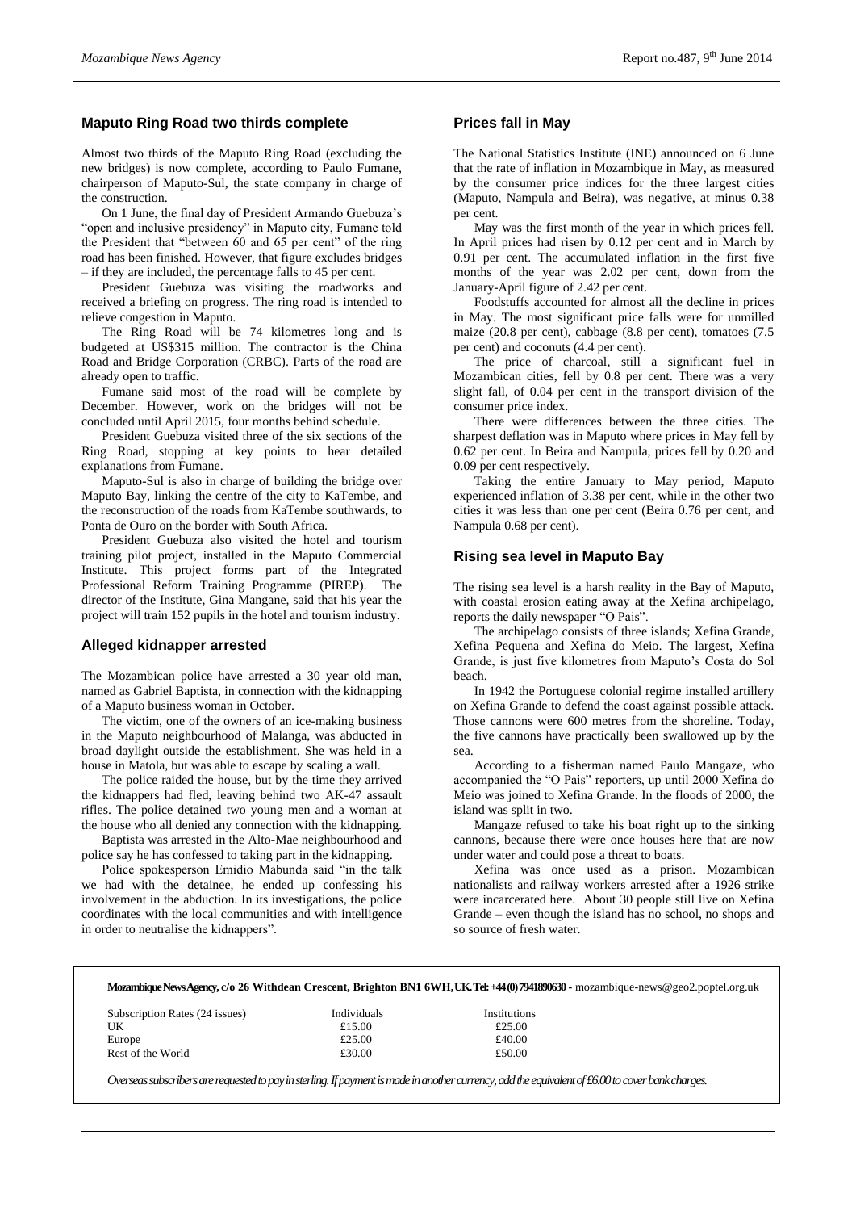## Maputo Ring Road two thirds complete

Almost two thirds of the Maputo Ring Road (excluding the new bridges) is now complete, according to Paulo Fumane, chairperson of Maputo-Sul, the state company in charge of the construction.

On 1 June, the final day of President Armando Guebuza's "open and inclusive presidency" in Maputo city, Fumane told the President that "between 60 and 65 per cent" of the ring road has been finished. However, that figure excludes bridges – if they are included, the percentage falls to 45 per cent.

President Guebuza was visiting the roadworks and received a briefing on progress. The ring road is intended to relieve congestion in Maputo.

The Ring Road will be 74 kilometres long and is budgeted at US$315 million. The contractor is the China Road and Bridge Corporation (CRBC). Parts of the road are already open to traffic.

Fumane said most of the road will be complete by December. However, work on the bridges will not be concluded until April 2015, four months behind schedule.

President Guebuza visited three of the six sections of the Ring Road, stopping at key points to hear detailed explanations from Fumane.

Maputo-Sul is also in charge of building the bridge over Maputo Bay, linking the centre of the city to KaTembe, and the reconstruction of the roads from KaTembe southwards, to Ponta de Ouro on the border with South Africa.

President Guebuza also visited the hotel and tourism training pilot project, installed in the Maputo Commercial Institute. This project forms part of the Integrated Professional Reform Training Programme (PIREP). The director of the Institute, Gina Mangane, said that his year the project will train 152 pupils in the hotel and tourism industry.

## Alleged kidnapper arrested

The Mozambican police have arrested a 30 year old man, named as Gabriel Baptista, in connection with the kidnapping of a Maputo business woman in October.

The victim, one of the owners of an ice-making business in the Maputo neighbourhood of Malanga, was abducted in broad daylight outside the establishment. She was held in a house in Matola, but was able to escape by scaling a wall.

The police raided the house, but by the time they arrived the kidnappers had fled, leaving behind two AK-47 assault rifles. The police detained two young men and a woman at the house who all denied any connection with the kidnapping.

Baptista was arrested in the Alto-Mae neighbourhood and police say he has confessed to taking part in the kidnapping.

Police spokesperson Emidio Mabunda said "in the talk we had with the detainee, he ended up confessing his involvement in the abduction. In its investigations, the police coordinates with the local communities and with intelligence in order to neutralise the kidnappers".

## Prices fall in May

The National Statistics Institute (INE) announced on 6 June that the rate of inflation in Mozambique in May, as measured by the consumer price indices for the three largest cities (Maputo, Nampula and Beira), was negative, at minus 0.38 per cent.

May was the first month of the year in which prices fell. In April prices had risen by 0.12 per cent and in March by 0.91 per cent. The accumulated inflation in the first five months of the year was 2.02 per cent, down from the January-April figure of 2.42 per cent.

Foodstuffs accounted for almost all the decline in prices in May. The most significant price falls were for unmilled maize (20.8 per cent), cabbage (8.8 per cent), tomatoes (7.5 per cent) and coconuts (4.4 per cent).

The price of charcoal, still a significant fuel in Mozambican cities, fell by 0.8 per cent. There was a very slight fall, of 0.04 per cent in the transport division of the consumer price index.

There were differences between the three cities. The sharpest deflation was in Maputo where prices in May fell by 0.62 per cent. In Beira and Nampula, prices fell by 0.20 and 0.09 per cent respectively.

Taking the entire January to May period, Maputo experienced inflation of 3.38 per cent, while in the other two cities it was less than one per cent (Beira 0.76 per cent, and Nampula 0.68 per cent).

## Rising sea level in Maputo Bay

The rising sea level is a harsh reality in the Bay of Maputo, with coastal erosion eating away at the Xefina archipelago, reports the daily newspaper "O Pais".

The archipelago consists of three islands; Xefina Grande, Xefina Pequena and Xefina do Meio. The largest, Xefina Grande, is just five kilometres from Maputo's Costa do Sol beach.

In 1942 the Portuguese colonial regime installed artillery on Xefina Grande to defend the coast against possible attack. Those cannons were 600 metres from the shoreline. Today, the five cannons have practically been swallowed up by the sea.

According to a fisherman named Paulo Mangaze, who accompanied the "O Pais" reporters, up until 2000 Xefina do Meio was joined to Xefina Grande. In the floods of 2000, the island was split in two.

Mangaze refused to take his boat right up to the sinking cannons, because there were once houses here that are now under water and could pose a threat to boats.

Xefina was once used as a prison. Mozambican nationalists and railway workers arrested after a 1926 strike were incarcerated here. About 30 people still live on Xefina Grande – even though the island has no school, no shops and so source of fresh water.

---

**Mozambique News Agency, c/o 26 Withdean Crescent, Brighton BN1 6WH, UK. Tel: +44 (0) 7941890630 -** mozambique-news@geo2.poptel.org.uk

| Subscription Rates (24 issues) | Individuals | Institutions |
|---|---|---|
| UK | £15.00 | £25.00 |
| Europe | £25.00 | £40.00 |
| Rest of the World | £30.00 | £50.00 |

*Overseas subscribers are requested to pay in sterling. If payment is made in another currency, add the equivalent of £6.00 to cover bank charges.*